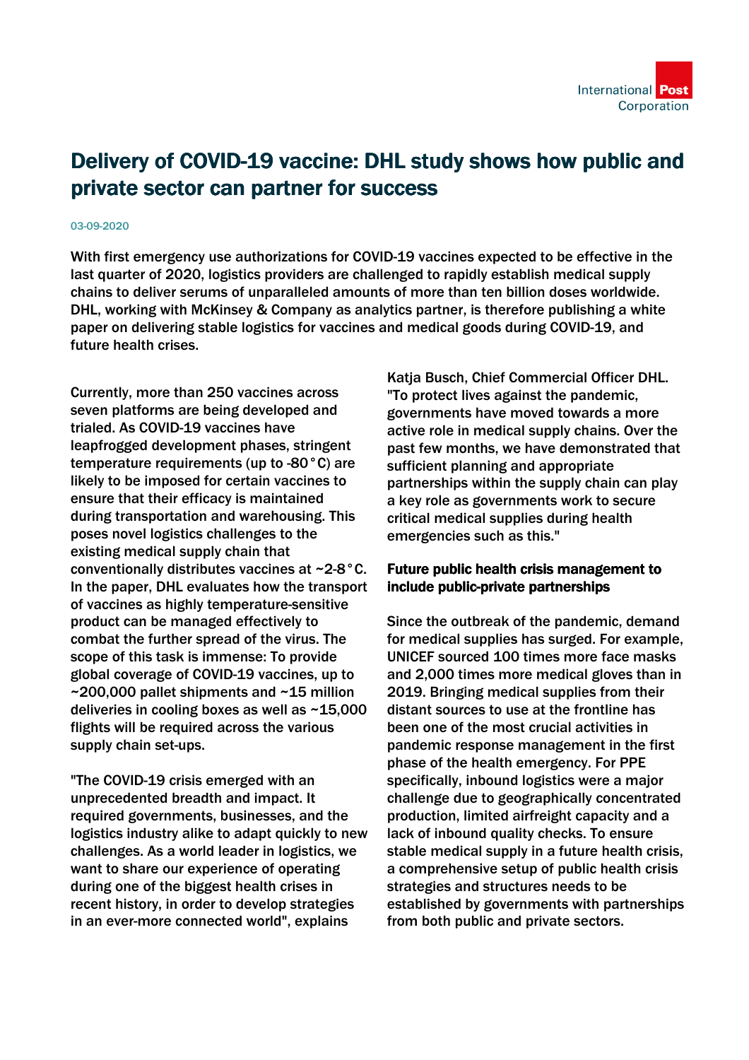# Delivery of COVID-19 vaccine: DHL study shows how public and private sector can partner for success

03-09-2020

**With first emergency use authorizations for COVID-19 vaccines expected to be effective in the last quarter of 2020, logistics providers are challenged to rapidly establish medical supply chains to deliver serums of unparalleled amounts of more than ten billion doses worldwide. DHL, working with McKinsey & Company as analytics partner, is therefore publishing a white paper on delivering stable logistics for vaccines and medical goods during COVID-19, and future health crises.**

Currently, more than 250 vaccines across seven platforms are being developed and trialed. As COVID-19 vaccines have leapfrogged development phases, stringent temperature requirements (up to -80°C) are likely to be imposed for certain vaccines to ensure that their efficacy is maintained during transportation and warehousing. This poses novel logistics challenges to the existing medical supply chain that conventionally distributes vaccines at ~2-8°C. In the paper, DHL evaluates how the transport of vaccines as highly temperature-sensitive product can be managed effectively to combat the further spread of the virus. The scope of this task is immense: To provide global coverage of COVID-19 vaccines, up to ~200,000 pallet shipments and ~15 million deliveries in cooling boxes as well as ~15,000 flights will be required across the various supply chain set-ups.

"The COVID-19 crisis emerged with an unprecedented breadth and impact. It required governments, businesses, and the logistics industry alike to adapt quickly to new challenges. As a world leader in logistics, we want to share our experience of operating during one of the biggest health crises in recent history, in order to develop strategies in an ever-more connected world", explains Katja Busch, Chief Commercial Officer DHL. "To protect lives against the pandemic, governments have moved towards a more active role in medical supply chains. Over the past few months, we have demonstrated that sufficient planning and appropriate partnerships within the supply chain can play a key role as governments work to secure critical medical supplies during health emergencies such as this."

## Future public health crisis management to include public-private partnerships

Since the outbreak of the pandemic, demand for medical supplies has surged. For example, UNICEF sourced 100 times more face masks and 2,000 times more medical gloves than in 2019. Bringing medical supplies from their distant sources to use at the frontline has been one of the most crucial activities in pandemic response management in the first phase of the health emergency. For PPE specifically, inbound logistics were a major challenge due to geographically concentrated production, limited airfreight capacity and a lack of inbound quality checks. To ensure stable medical supply in a future health crisis, a comprehensive setup of public health crisis strategies and structures needs to be established by governments with partnerships from both public and private sectors.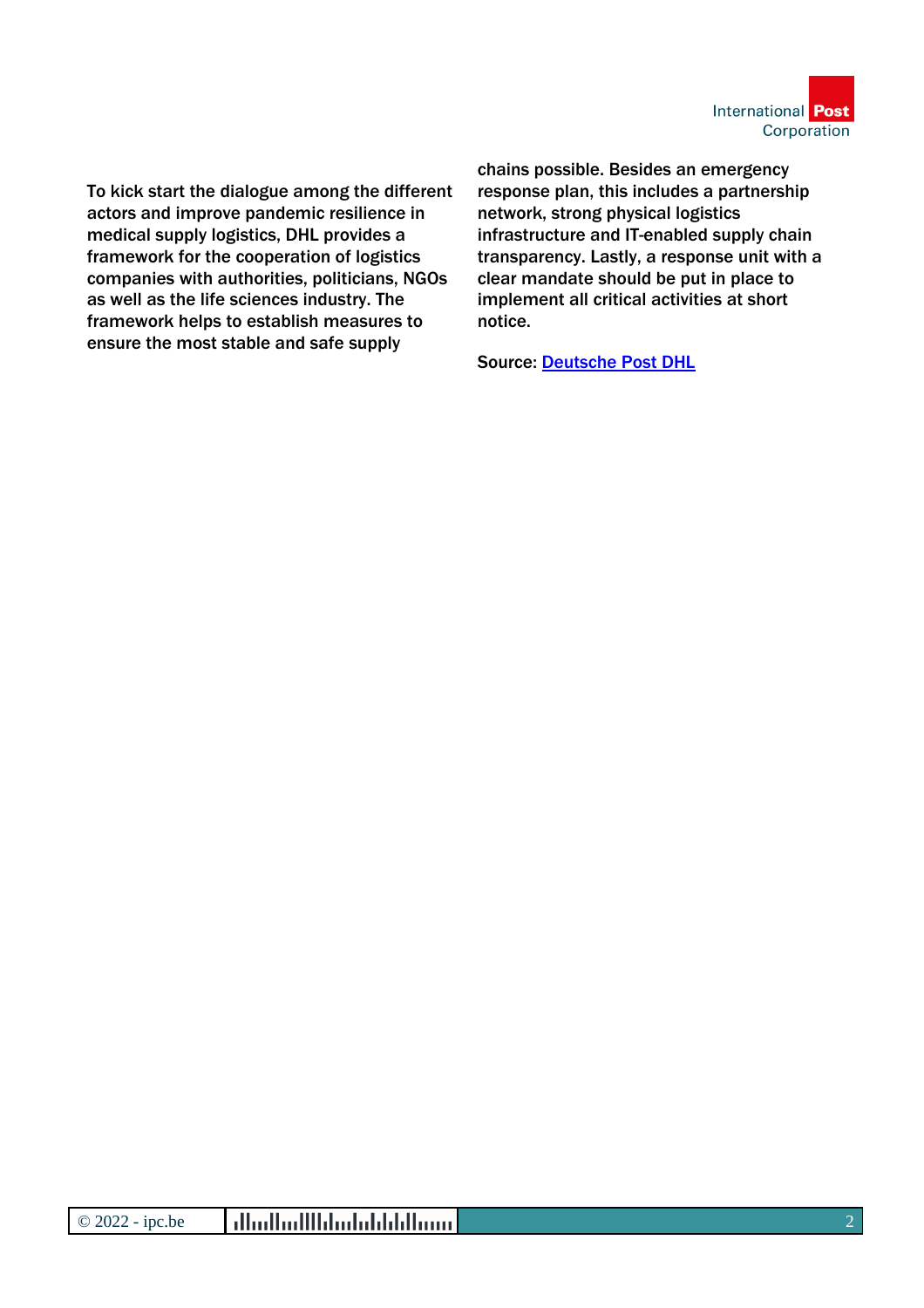To kick start the dialogue among the different actors and improve pandemic resilience in medical supply logistics, DHL provides a framework for the cooperation of logistics companies with authorities, politicians, NGOs as well as the life sciences industry. The framework helps to establish measures to ensure the most stable and safe supply chains possible. Besides an emergency response plan, this includes a partnership network, strong physical logistics infrastructure and IT-enabled supply chain transparency. Lastly, a response unit with a clear mandate should be put in place to implement all critical activities at short notice.

Source: Deutsche Post DHL